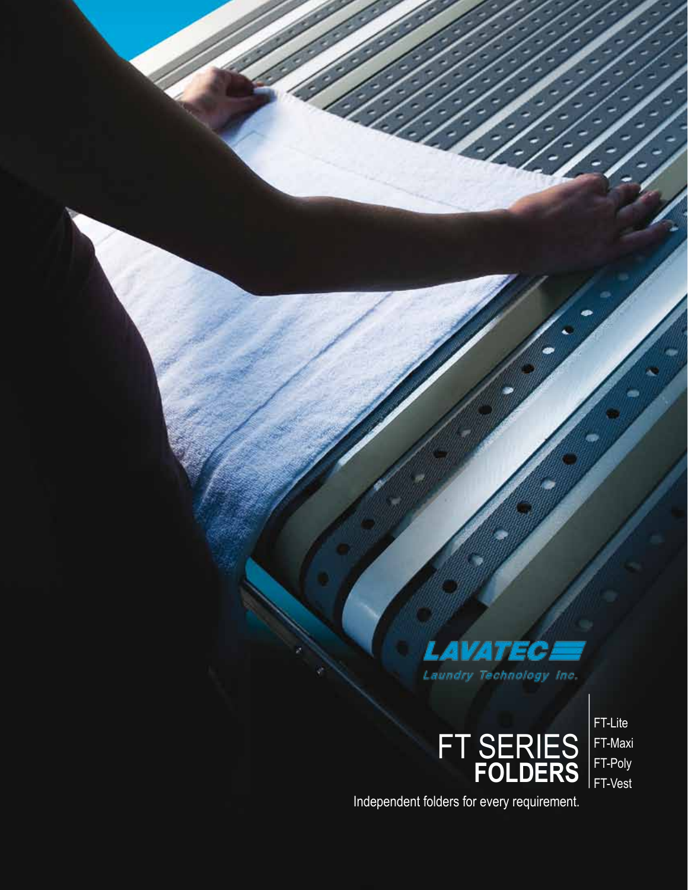LAVATEC

Laundry Technology Inc.

# FT SERIES FOLDERS

- FT-Lite
- FT-Maxi
- FT-Poly
- FT-Vest

Independent folders for every requirement.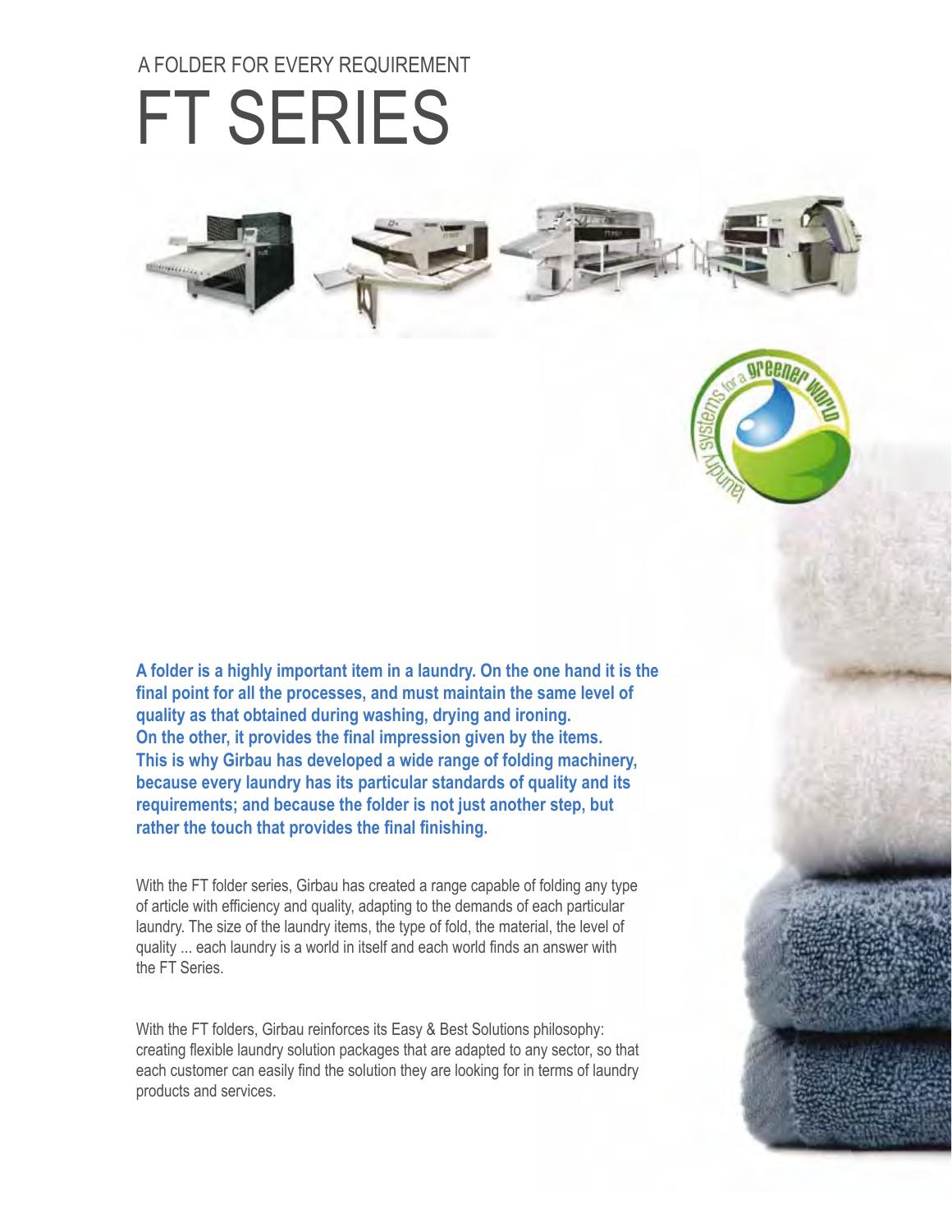A FOLDER FOR EVERY REQUIREMENT

# FT SERIES

**A folder is a highly important item in a laundry. On the one hand it is the final point for all the processes, and must maintain the same level of quality as that obtained during washing, drying and ironing. On the other, it provides the final impression given by the items. This is why Girbau has developed a wide range of folding machinery, because every laundry has its particular standards of quality and its requirements; and because the folder is not just another step, but rather the touch that provides the final finishing.**

With the FT folder series, Girbau has created a range capable of folding any type of article with efficiency and quality, adapting to the demands of each particular laundry. The size of the laundry items, the type of fold, the material, the level of quality ... each laundry is a world in itself and each world finds an answer with the FT Series.

With the FT folders, Girbau reinforces its Easy & Best Solutions philosophy: creating flexible laundry solution packages that are adapted to any sector, so that each customer can easily find the solution they are looking for in terms of laundry products and services.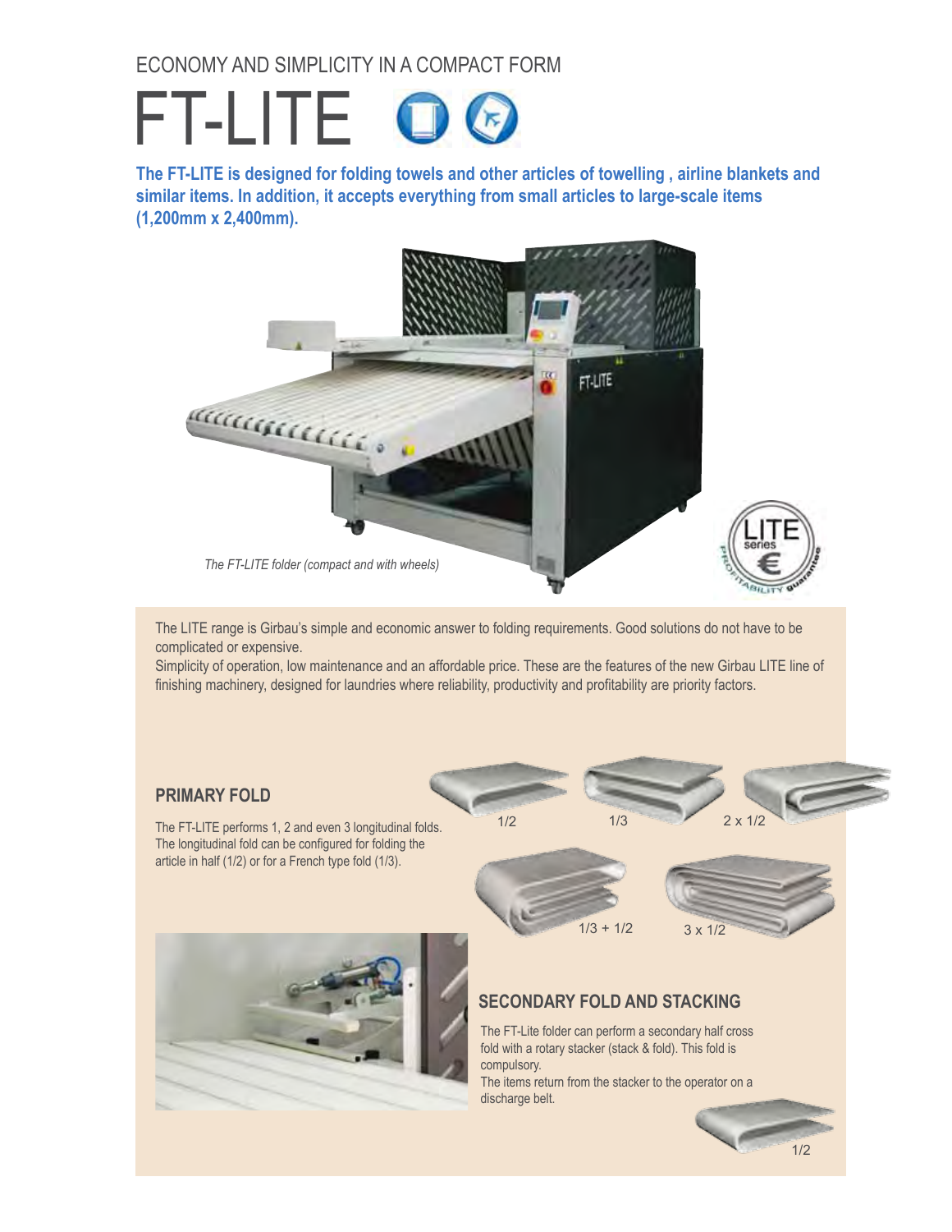ECONOMY AND SIMPLICITY IN A COMPACT FORM

# FT-LITE

**The FT-LITE is designed for folding towels and other articles of towelling , airline blankets and similar items. In addition, it accepts everything from small articles to large-scale items (1,200mm x 2,400mm).**

*The FT-LITE folder (compact and with wheels)*

The LITE range is Girbau's simple and economic answer to folding requirements. Good solutions do not have to be complicated or expensive.
Simplicity of operation, low maintenance and an affordable price. These are the features of the new Girbau LITE line of finishing machinery, designed for laundries where reliability, productivity and profitability are priority factors.

## PRIMARY FOLD

The FT-LITE performs 1, 2 and even 3 longitudinal folds. The longitudinal fold can be configured for folding the article in half (1/2) or for a French type fold (1/3).

1/2 1/3 2 x 1/2 1/3 + 1/2 3 x 1/2

## SECONDARY FOLD AND STACKING

The FT-Lite folder can perform a secondary half cross fold with a rotary stacker (stack & fold). This fold is compulsory.
The items return from the stacker to the operator on a discharge belt.

1/2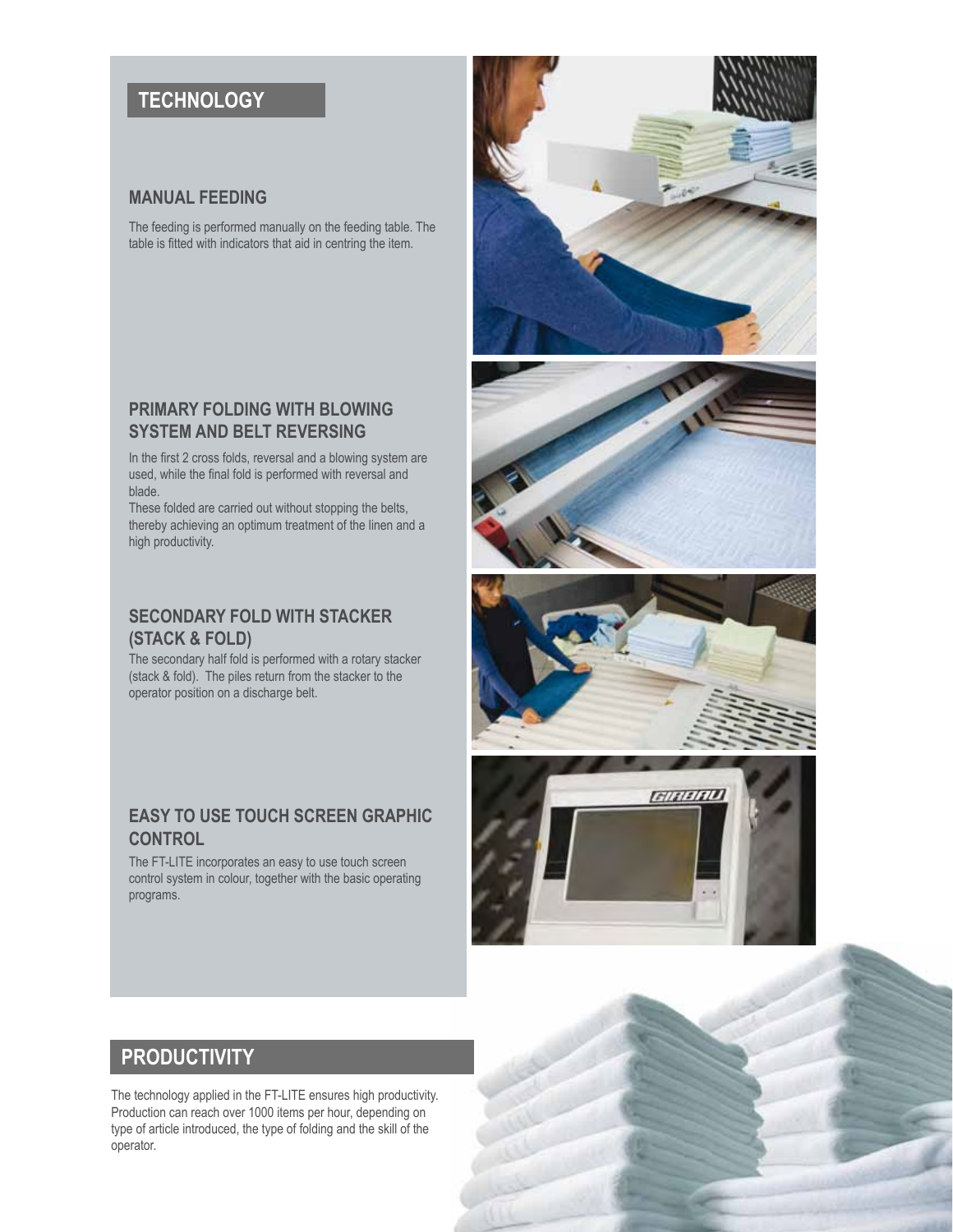## TECHNOLOGY

### MANUAL FEEDING

The feeding is performed manually on the feeding table. The table is fitted with indicators that aid in centring the item.

### PRIMARY FOLDING WITH BLOWING SYSTEM AND BELT REVERSING

In the first 2 cross folds, reversal and a blowing system are used, while the final fold is performed with reversal and blade.

These folded are carried out without stopping the belts, thereby achieving an optimum treatment of the linen and a high productivity.

### SECONDARY FOLD WITH STACKER (STACK & FOLD)

The secondary half fold is performed with a rotary stacker (stack & fold). The piles return from the stacker to the operator position on a discharge belt.

### EASY TO USE TOUCH SCREEN GRAPHIC CONTROL

The FT-LITE incorporates an easy to use touch screen control system in colour, together with the basic operating programs.

## PRODUCTIVITY

The technology applied in the FT-LITE ensures high productivity. Production can reach over 1000 items per hour, depending on type of article introduced, the type of folding and the skill of the operator.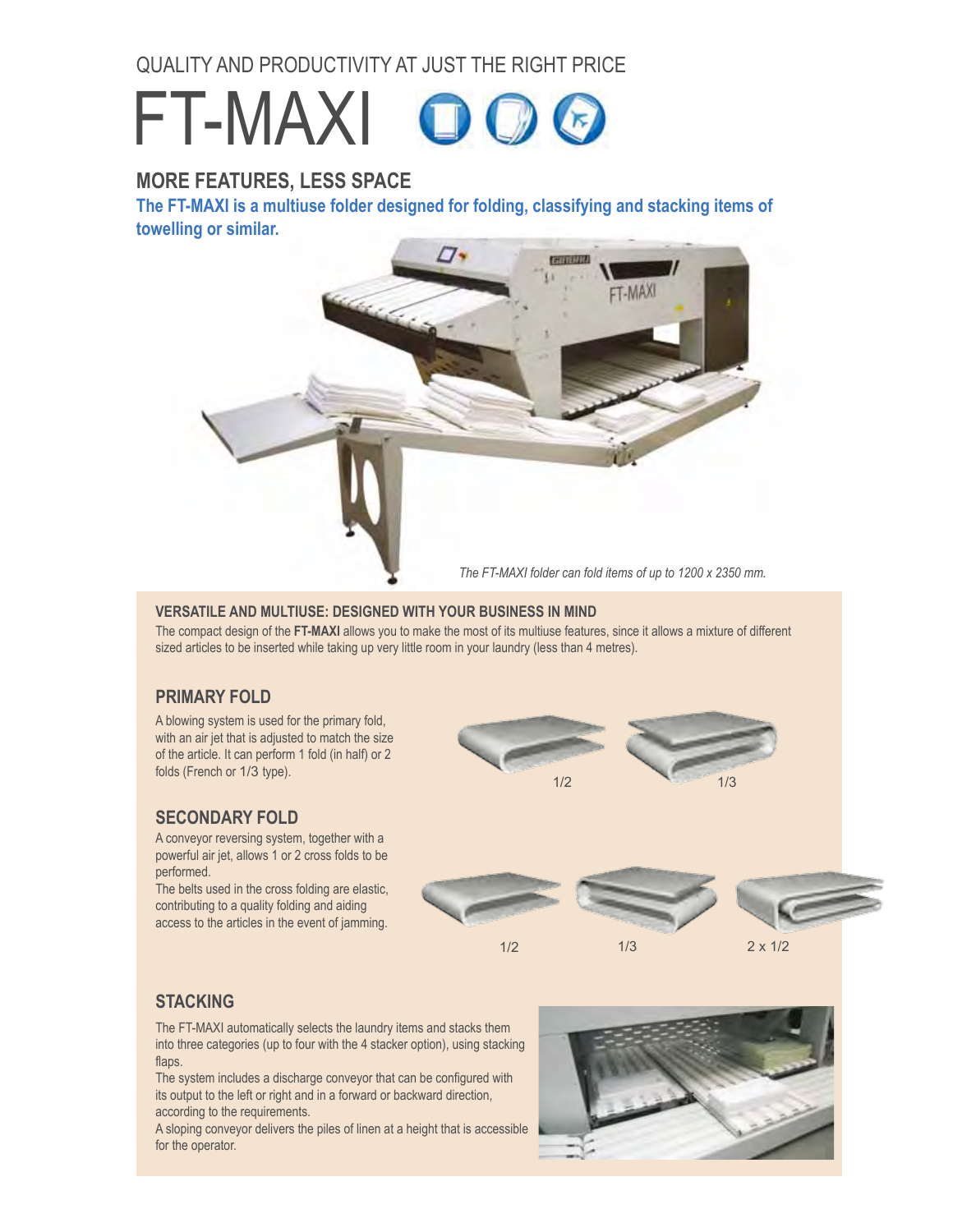QUALITY AND PRODUCTIVITY AT JUST THE RIGHT PRICE

# FT-MAXI

## MORE FEATURES, LESS SPACE

**The FT-MAXI is a multiuse folder designed for folding, classifying and stacking items of towelling or similar.**

*The FT-MAXI folder can fold items of up to 1200 x 2350 mm.*

### VERSATILE AND MULTIUSE: DESIGNED WITH YOUR BUSINESS IN MIND

The compact design of the **FT-MAXI** allows you to make the most of its multiuse features, since it allows a mixture of different sized articles to be inserted while taking up very little room in your laundry (less than 4 metres).

### PRIMARY FOLD

A blowing system is used for the primary fold, with an air jet that is adjusted to match the size of the article. It can perform 1 fold (in half) or 2 folds (French or 1/3 type).

1/2 &nbsp;&nbsp; 1/3

### SECONDARY FOLD

A conveyor reversing system, together with a powerful air jet, allows 1 or 2 cross folds to be performed.

The belts used in the cross folding are elastic, contributing to a quality folding and aiding access to the articles in the event of jamming.

1/2 &nbsp;&nbsp; 1/3 &nbsp;&nbsp; 2 x 1/2

### STACKING

The FT-MAXI automatically selects the laundry items and stacks them into three categories (up to four with the 4 stacker option), using stacking flaps.

The system includes a discharge conveyor that can be configured with its output to the left or right and in a forward or backward direction, according to the requirements.

A sloping conveyor delivers the piles of linen at a height that is accessible for the operator.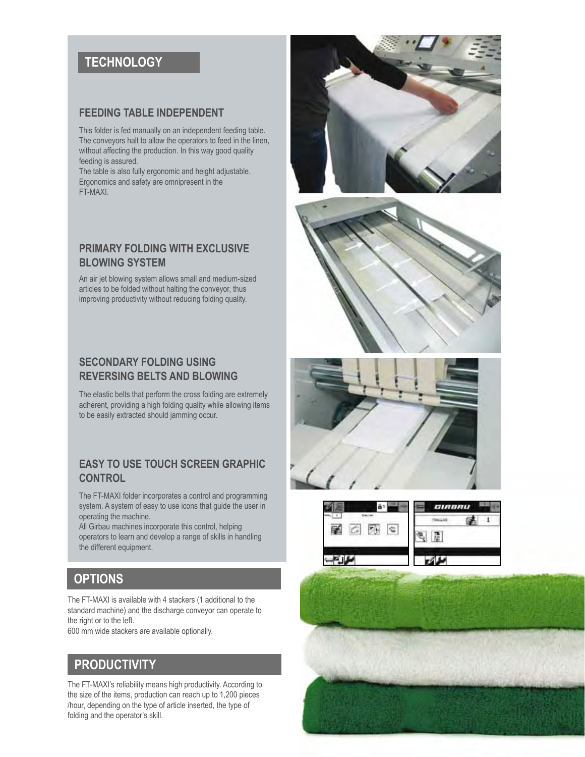## TECHNOLOGY

### FEEDING TABLE INDEPENDENT

This folder is fed manually on an independent feeding table. The conveyors halt to allow the operators to feed in the linen, without affecting the production. In this way good quality feeding is assured.
The table is also fully ergonomic and height adjustable. Ergonomics and safety are omnipresent in the FT-MAXI.

### PRIMARY FOLDING WITH EXCLUSIVE BLOWING SYSTEM

An air jet blowing system allows small and medium-sized articles to be folded without halting the conveyor, thus improving productivity without reducing folding quality.

### SECONDARY FOLDING USING REVERSING BELTS AND BLOWING

The elastic belts that perform the cross folding are extremely adherent, providing a high folding quality while allowing items to be easily extracted should jamming occur.

### EASY TO USE TOUCH SCREEN GRAPHIC CONTROL

The FT-MAXI folder incorporates a control and programming system. A system of easy to use icons that guide the user in operating the machine.
All Girbau machines incorporate this control, helping operators to learn and develop a range of skills in handling the different equipment.

## OPTIONS

The FT-MAXI is available with 4 stackers (1 additional to the standard machine) and the discharge conveyor can operate to the right or to the left.
600 mm wide stackers are available optionally.

## PRODUCTIVITY

The FT-MAXI's reliability means high productivity. According to the size of the items, production can reach up to 1,200 pieces /hour, depending on the type of article inserted, the type of folding and the operator's skill.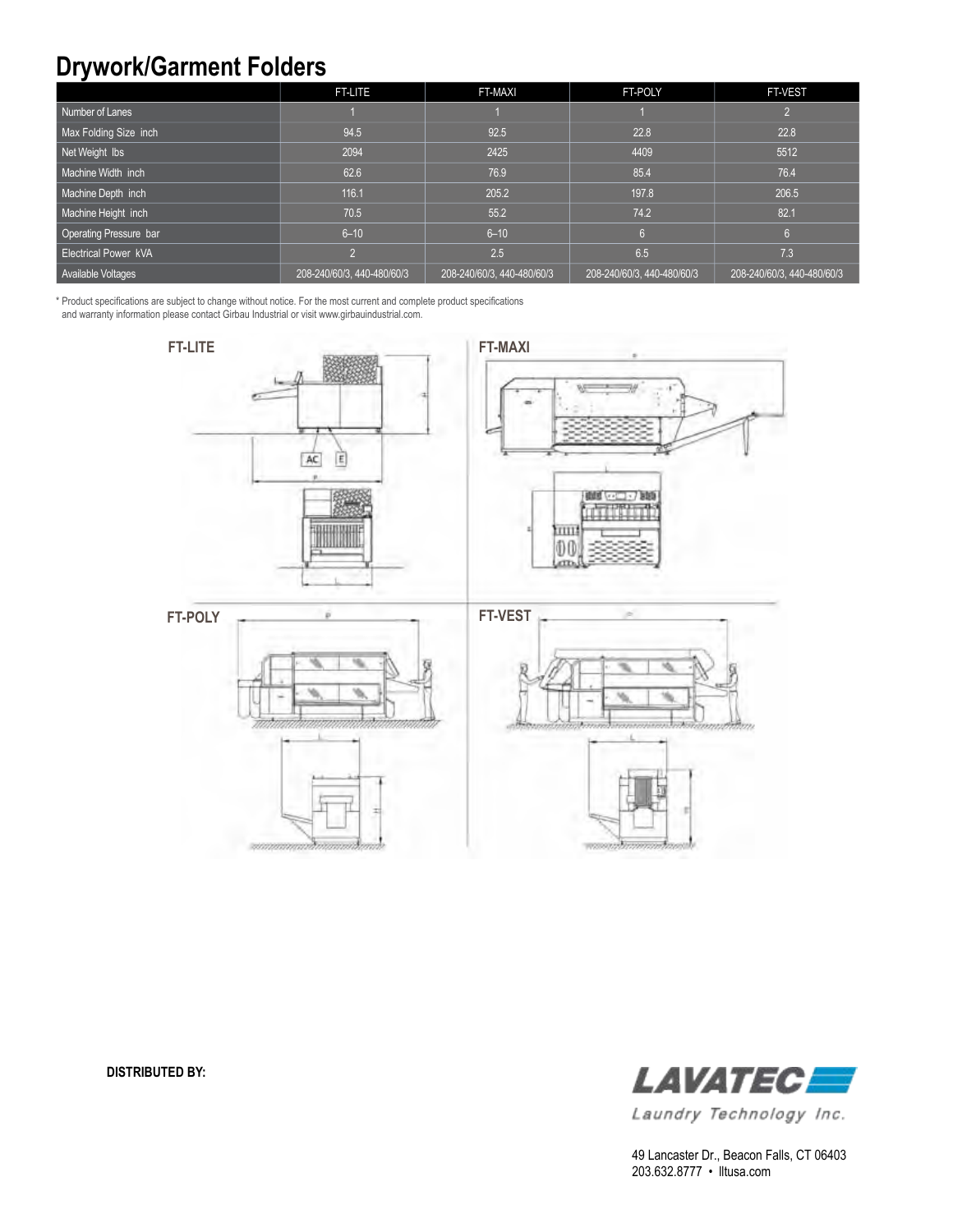# Drywork/Garment Folders

| | FT-LITE | FT-MAXI | FT-POLY | FT-VEST |
|---|---|---|---|---|
| Number of Lanes | 1 | 1 | 1 | 2 |
| Max Folding Size inch | 94.5 | 92.5 | 22.8 | 22.8 |
| Net Weight lbs | 2094 | 2425 | 4409 | 5512 |
| Machine Width inch | 62.6 | 76.9 | 85.4 | 76.4 |
| Machine Depth inch | 116.1 | 205.2 | 197.8 | 206.5 |
| Machine Height inch | 70.5 | 55.2 | 74.2 | 82.1 |
| Operating Pressure bar | 6–10 | 6–10 | 6 | 6 |
| Electrical Power kVA | 2 | 2.5 | 6.5 | 7.3 |
| Available Voltages | 208-240/60/3, 440-480/60/3 | 208-240/60/3, 440-480/60/3 | 208-240/60/3, 440-480/60/3 | 208-240/60/3, 440-480/60/3 |

\* Product specifications are subject to change without notice. For the most current and complete product specifications and warranty information please contact Girbau Industrial or visit www.girbauindustrial.com.

FT-LITE

FT-MAXI

FT-POLY

FT-VEST

**DISTRIBUTED BY:**

LAVATEC
Laundry Technology Inc.

49 Lancaster Dr., Beacon Falls, CT 06403
203.632.8777 • lltusa.com